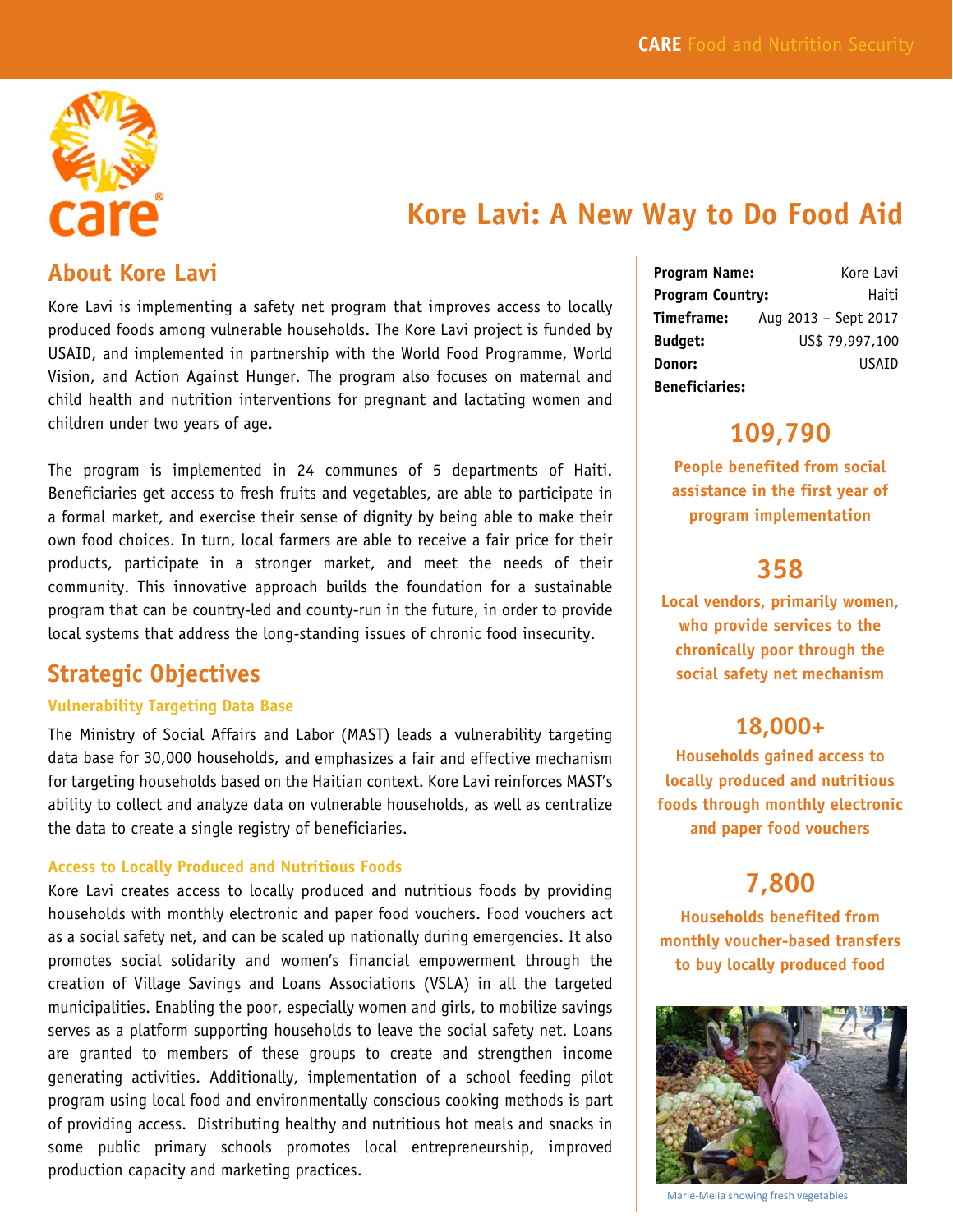CARE Food and Nutrition Security

# Kore Lavi: A New Way to Do Food Aid

## About Kore Lavi

Kore Lavi is implementing a safety net program that improves access to locally produced foods among vulnerable households. The Kore Lavi project is funded by USAID, and implemented in partnership with the World Food Programme, World Vision, and Action Against Hunger. The program also focuses on maternal and child health and nutrition interventions for pregnant and lactating women and children under two years of age.

The program is implemented in 24 communes of 5 departments of Haiti. Beneficiaries get access to fresh fruits and vegetables, are able to participate in a formal market, and exercise their sense of dignity by being able to make their own food choices. In turn, local farmers are able to receive a fair price for their products, participate in a stronger market, and meet the needs of their community. This innovative approach builds the foundation for a sustainable program that can be country-led and county-run in the future, in order to provide local systems that address the long-standing issues of chronic food insecurity.

## Strategic Objectives

### Vulnerability Targeting Data Base

The Ministry of Social Affairs and Labor (MAST) leads a vulnerability targeting data base for 30,000 households, and emphasizes a fair and effective mechanism for targeting households based on the Haitian context. Kore Lavi reinforces MAST's ability to collect and analyze data on vulnerable households, as well as centralize the data to create a single registry of beneficiaries.

### Access to Locally Produced and Nutritious Foods

Kore Lavi creates access to locally produced and nutritious foods by providing households with monthly electronic and paper food vouchers. Food vouchers act as a social safety net, and can be scaled up nationally during emergencies. It also promotes social solidarity and women's financial empowerment through the creation of Village Savings and Loans Associations (VSLA) in all the targeted municipalities. Enabling the poor, especially women and girls, to mobilize savings serves as a platform supporting households to leave the social safety net. Loans are granted to members of these groups to create and strengthen income generating activities. Additionally, implementation of a school feeding pilot program using local food and environmentally conscious cooking methods is part of providing access. Distributing healthy and nutritious hot meals and snacks in some public primary schools promotes local entrepreneurship, improved production capacity and marketing practices.

| | |
|---|---|
| **Program Name:** | Kore Lavi |
| **Program Country:** | Haiti |
| **Timeframe:** | Aug 2013 – Sept 2017 |
| **Budget:** | US$ 79,997,100 |
| **Donor:** | USAID |
| **Beneficiaries:** | |

**109,790**

**People benefited from social assistance in the first year of program implementation**

**358**

**Local vendors, primarily women, who provide services to the chronically poor through the social safety net mechanism**

**18,000+**

**Households gained access to locally produced and nutritious foods through monthly electronic and paper food vouchers**

**7,800**

**Households benefited from monthly voucher-based transfers to buy locally produced food**

Marie-Melia showing fresh vegetables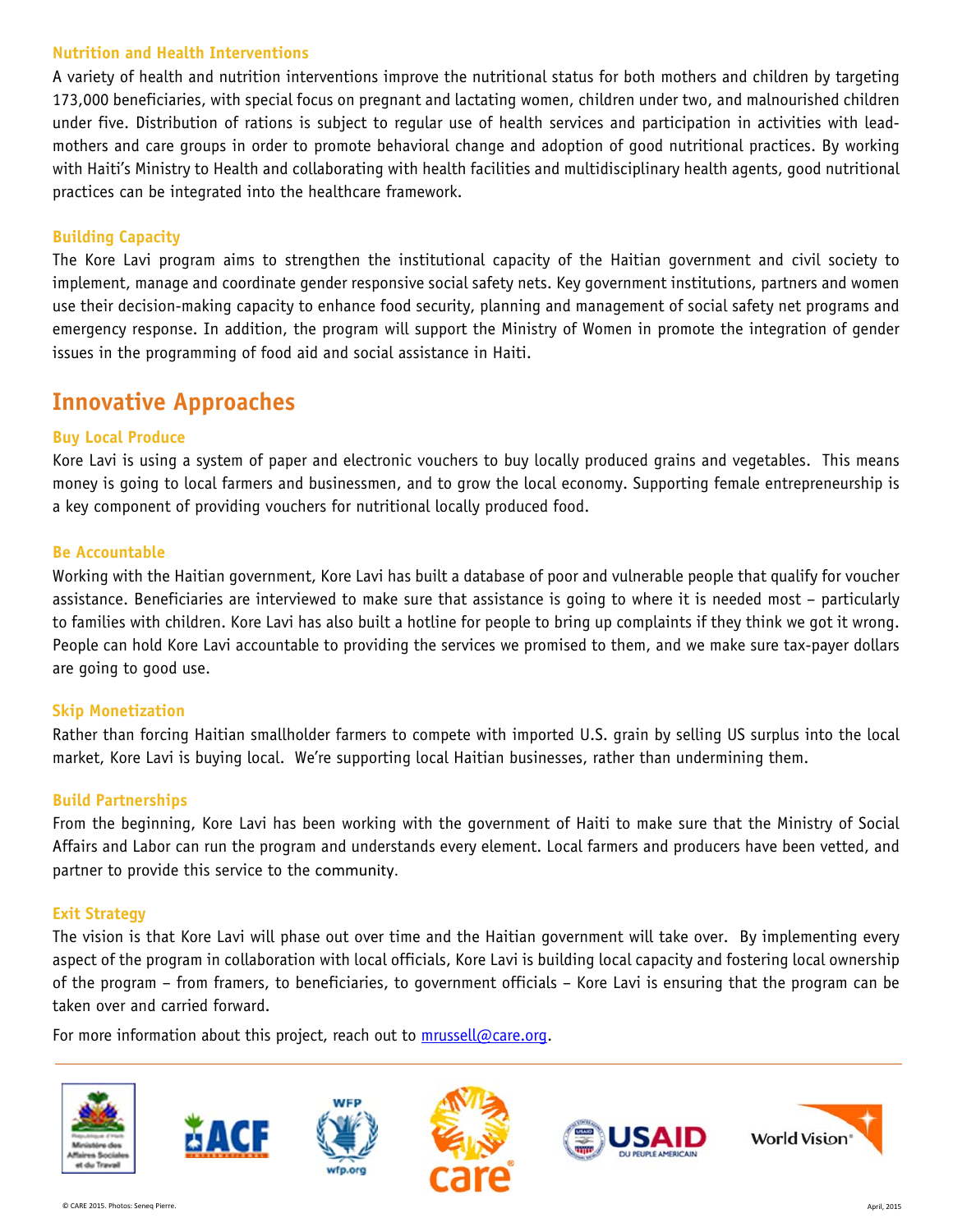### Nutrition and Health Interventions

A variety of health and nutrition interventions improve the nutritional status for both mothers and children by targeting 173,000 beneficiaries, with special focus on pregnant and lactating women, children under two, and malnourished children under five. Distribution of rations is subject to regular use of health services and participation in activities with lead-mothers and care groups in order to promote behavioral change and adoption of good nutritional practices. By working with Haiti's Ministry to Health and collaborating with health facilities and multidisciplinary health agents, good nutritional practices can be integrated into the healthcare framework.

### Building Capacity

The Kore Lavi program aims to strengthen the institutional capacity of the Haitian government and civil society to implement, manage and coordinate gender responsive social safety nets. Key government institutions, partners and women use their decision-making capacity to enhance food security, planning and management of social safety net programs and emergency response. In addition, the program will support the Ministry of Women in promote the integration of gender issues in the programming of food aid and social assistance in Haiti.

## Innovative Approaches

### Buy Local Produce

Kore Lavi is using a system of paper and electronic vouchers to buy locally produced grains and vegetables. This means money is going to local farmers and businessmen, and to grow the local economy. Supporting female entrepreneurship is a key component of providing vouchers for nutritional locally produced food.

### Be Accountable

Working with the Haitian government, Kore Lavi has built a database of poor and vulnerable people that qualify for voucher assistance. Beneficiaries are interviewed to make sure that assistance is going to where it is needed most – particularly to families with children. Kore Lavi has also built a hotline for people to bring up complaints if they think we got it wrong. People can hold Kore Lavi accountable to providing the services we promised to them, and we make sure tax-payer dollars are going to good use.

### Skip Monetization

Rather than forcing Haitian smallholder farmers to compete with imported U.S. grain by selling US surplus into the local market, Kore Lavi is buying local. We're supporting local Haitian businesses, rather than undermining them.

### Build Partnerships

From the beginning, Kore Lavi has been working with the government of Haiti to make sure that the Ministry of Social Affairs and Labor can run the program and understands every element. Local farmers and producers have been vetted, and partner to provide this service to the community.

### Exit Strategy

The vision is that Kore Lavi will phase out over time and the Haitian government will take over. By implementing every aspect of the program in collaboration with local officials, Kore Lavi is building local capacity and fostering local ownership of the program – from framers, to beneficiaries, to government officials – Kore Lavi is ensuring that the program can be taken over and carried forward.

For more information about this project, reach out to mrussell@care.org.

© CARE 2015. Photos: Seneq Pierre.

April, 2015